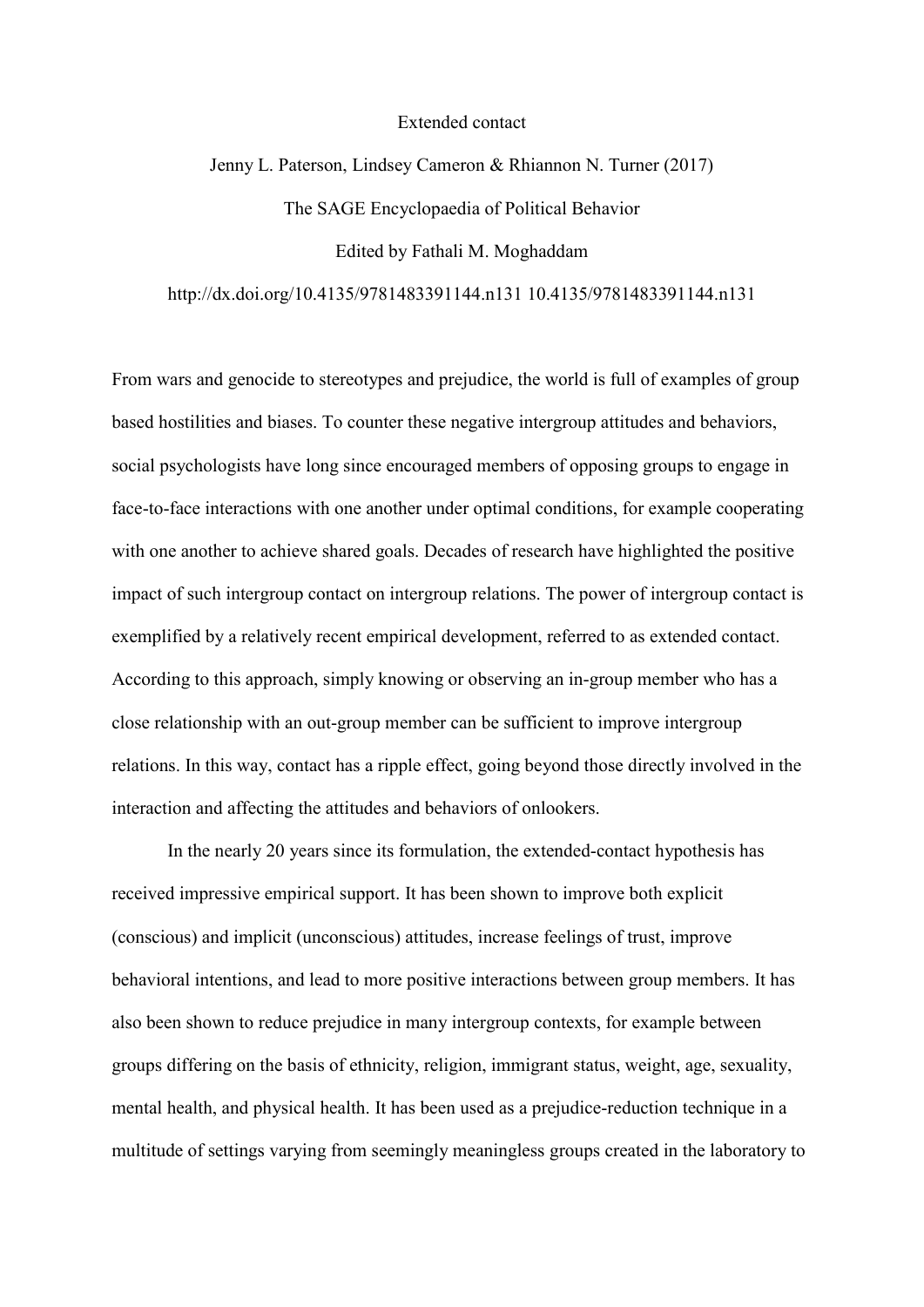Extended contact

Jenny L. Paterson, Lindsey Cameron & Rhiannon N. Turner (2017)

The SAGE Encyclopaedia of Political Behavior

Edited by Fathali M. Moghaddam

http://dx.doi.org/10.4135/9781483391144.n131 10.4135/9781483391144.n131

From wars and genocide to stereotypes and prejudice, the world is full of examples of group based hostilities and biases. To counter these negative intergroup attitudes and behaviors, social psychologists have long since encouraged members of opposing groups to engage in face-to-face interactions with one another under optimal conditions, for example cooperating with one another to achieve shared goals. Decades of research have highlighted the positive impact of such intergroup contact on intergroup relations. The power of intergroup contact is exemplified by a relatively recent empirical development, referred to as extended contact. According to this approach, simply knowing or observing an in-group member who has a close relationship with an out-group member can be sufficient to improve intergroup relations. In this way, contact has a ripple effect, going beyond those directly involved in the interaction and affecting the attitudes and behaviors of onlookers.

In the nearly 20 years since its formulation, the extended-contact hypothesis has received impressive empirical support. It has been shown to improve both explicit (conscious) and implicit (unconscious) attitudes, increase feelings of trust, improve behavioral intentions, and lead to more positive interactions between group members. It has also been shown to reduce prejudice in many intergroup contexts, for example between groups differing on the basis of ethnicity, religion, immigrant status, weight, age, sexuality, mental health, and physical health. It has been used as a prejudice-reduction technique in a multitude of settings varying from seemingly meaningless groups created in the laboratory to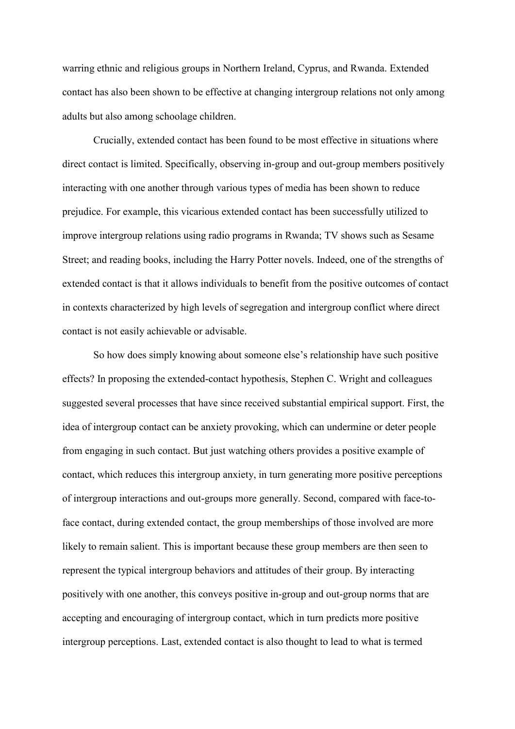warring ethnic and religious groups in Northern Ireland, Cyprus, and Rwanda. Extended contact has also been shown to be effective at changing intergroup relations not only among adults but also among schoolage children.

Crucially, extended contact has been found to be most effective in situations where direct contact is limited. Specifically, observing in-group and out-group members positively interacting with one another through various types of media has been shown to reduce prejudice. For example, this vicarious extended contact has been successfully utilized to improve intergroup relations using radio programs in Rwanda; TV shows such as Sesame Street; and reading books, including the Harry Potter novels. Indeed, one of the strengths of extended contact is that it allows individuals to benefit from the positive outcomes of contact in contexts characterized by high levels of segregation and intergroup conflict where direct contact is not easily achievable or advisable.

So how does simply knowing about someone else's relationship have such positive effects? In proposing the extended-contact hypothesis, Stephen C. Wright and colleagues suggested several processes that have since received substantial empirical support. First, the idea of intergroup contact can be anxiety provoking, which can undermine or deter people from engaging in such contact. But just watching others provides a positive example of contact, which reduces this intergroup anxiety, in turn generating more positive perceptions of intergroup interactions and out-groups more generally. Second, compared with face-to-face contact, during extended contact, the group memberships of those involved are more likely to remain salient. This is important because these group members are then seen to represent the typical intergroup behaviors and attitudes of their group. By interacting positively with one another, this conveys positive in-group and out-group norms that are accepting and encouraging of intergroup contact, which in turn predicts more positive intergroup perceptions. Last, extended contact is also thought to lead to what is termed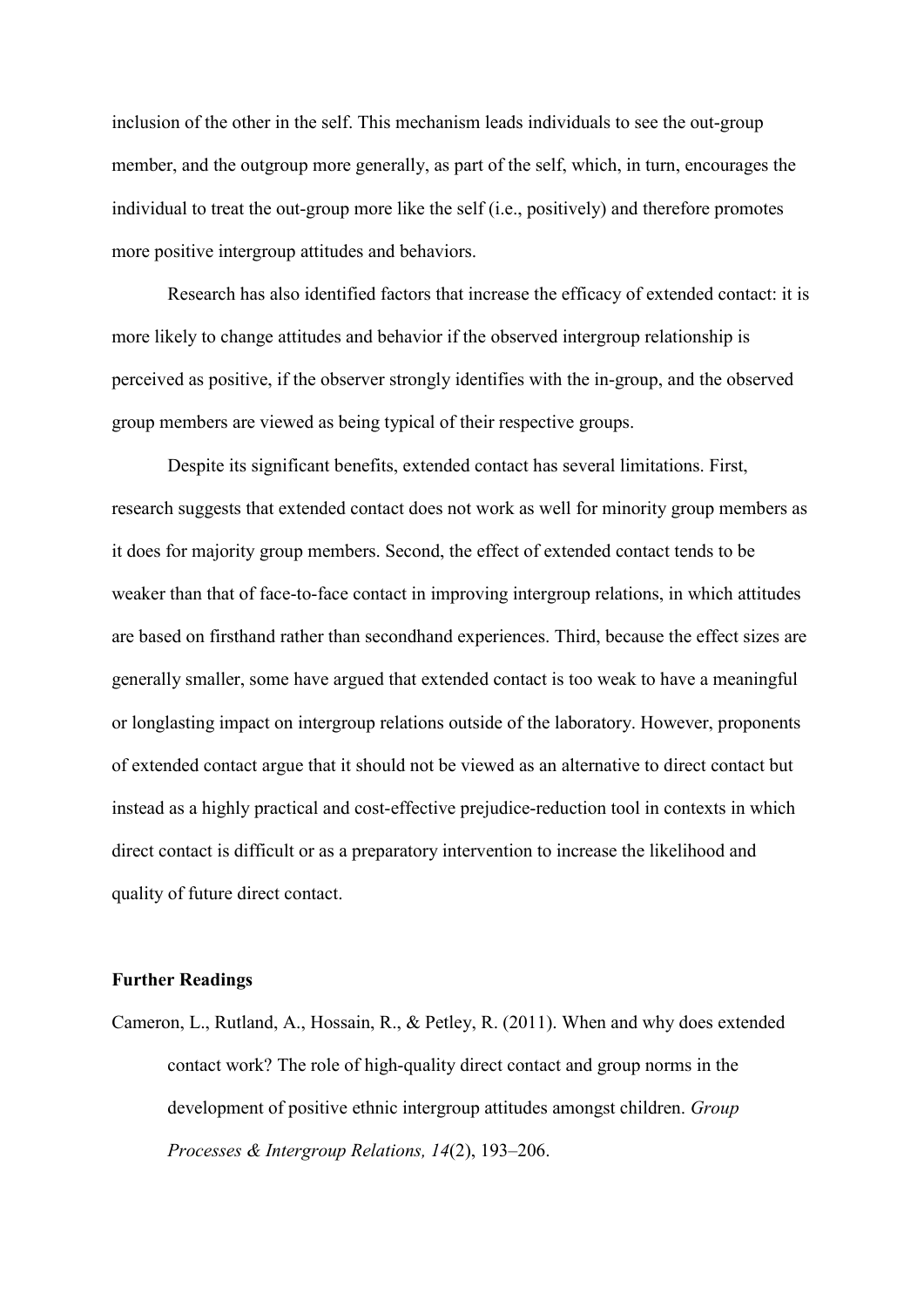inclusion of the other in the self. This mechanism leads individuals to see the out-group member, and the outgroup more generally, as part of the self, which, in turn, encourages the individual to treat the out-group more like the self (i.e., positively) and therefore promotes more positive intergroup attitudes and behaviors.

Research has also identified factors that increase the efficacy of extended contact: it is more likely to change attitudes and behavior if the observed intergroup relationship is perceived as positive, if the observer strongly identifies with the in-group, and the observed group members are viewed as being typical of their respective groups.

Despite its significant benefits, extended contact has several limitations. First, research suggests that extended contact does not work as well for minority group members as it does for majority group members. Second, the effect of extended contact tends to be weaker than that of face-to-face contact in improving intergroup relations, in which attitudes are based on firsthand rather than secondhand experiences. Third, because the effect sizes are generally smaller, some have argued that extended contact is too weak to have a meaningful or longlasting impact on intergroup relations outside of the laboratory. However, proponents of extended contact argue that it should not be viewed as an alternative to direct contact but instead as a highly practical and cost-effective prejudice-reduction tool in contexts in which direct contact is difficult or as a preparatory intervention to increase the likelihood and quality of future direct contact.

**Further Readings**

Cameron, L., Rutland, A., Hossain, R., & Petley, R. (2011). When and why does extended contact work? The role of high-quality direct contact and group norms in the development of positive ethnic intergroup attitudes amongst children. *Group Processes & Intergroup Relations, 14*(2), 193–206.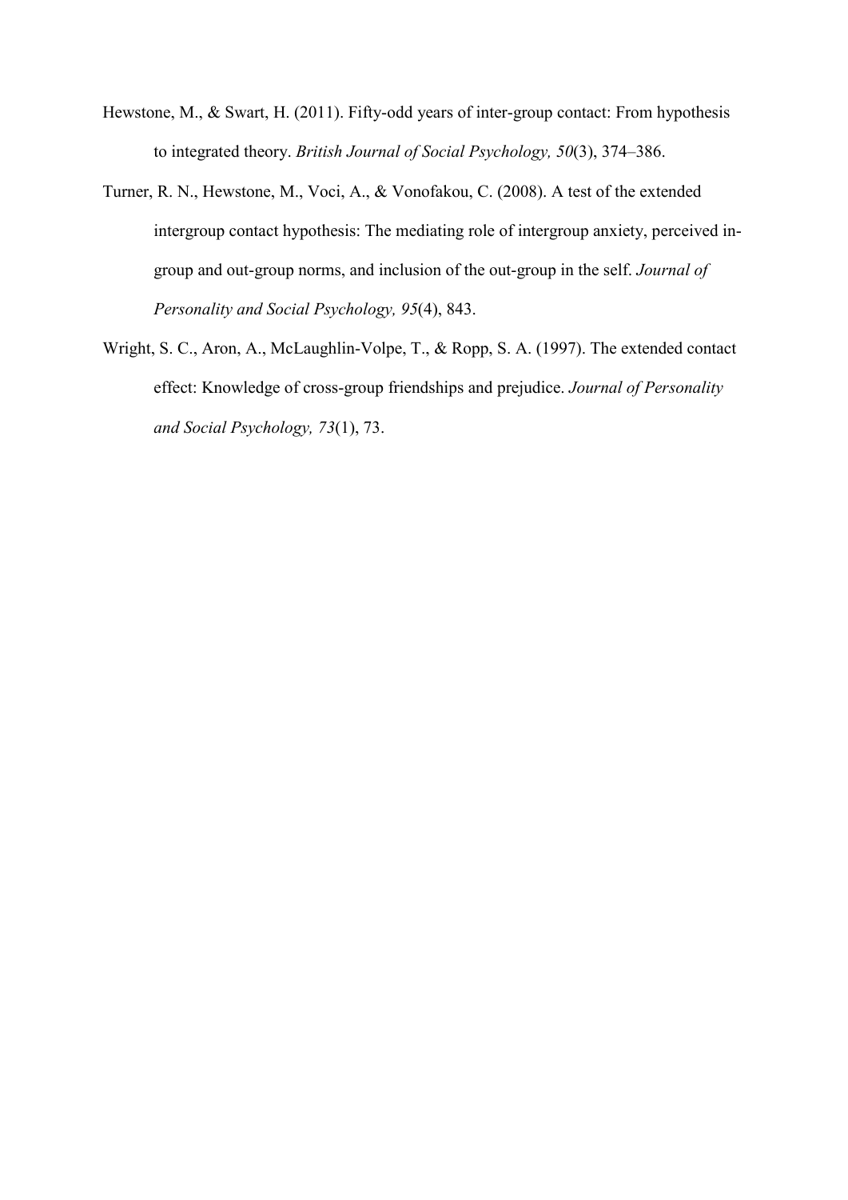Hewstone, M., & Swart, H. (2011). Fifty-odd years of inter-group contact: From hypothesis to integrated theory. *British Journal of Social Psychology, 50*(3), 374–386.

Turner, R. N., Hewstone, M., Voci, A., & Vonofakou, C. (2008). A test of the extended intergroup contact hypothesis: The mediating role of intergroup anxiety, perceived in-group and out-group norms, and inclusion of the out-group in the self. *Journal of Personality and Social Psychology, 95*(4), 843.

Wright, S. C., Aron, A., McLaughlin-Volpe, T., & Ropp, S. A. (1997). The extended contact effect: Knowledge of cross-group friendships and prejudice. *Journal of Personality and Social Psychology, 73*(1), 73.